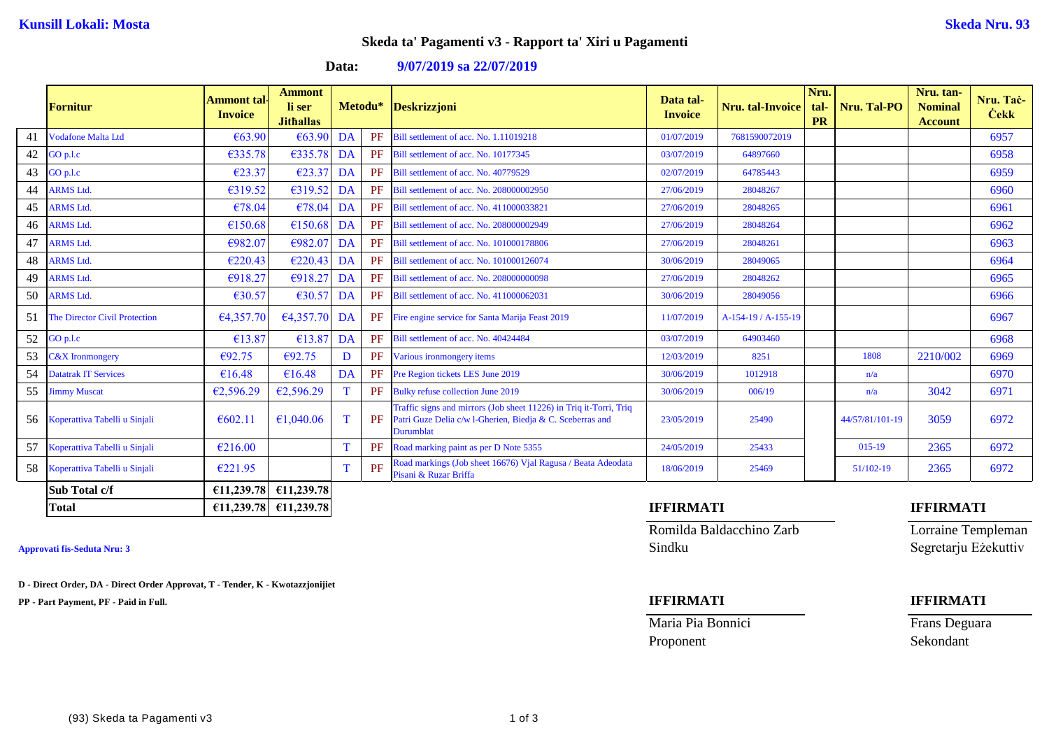**Kunsill Lokali: Mosta** **Skeda Nru. 93**

## Skeda ta' Pagamenti v3 - Rapport ta' Xiri u Pagamenti

**Data:** **9/07/2019 sa 22/07/2019**

| | Fornitur | Ammont tal-Invoice | Ammont li ser Jithallas | Metodu* | | Deskrizzjoni | Data tal-Invoice | Nru. tal-Invoice | Nru. tal-PR | Nru. Tal-PO | Nru. tan-Nominal Account | Nru. Taċ-Ċekk |
|---|---|---|---|---|---|---|---|---|---|---|---|---|
| 41 | Vodafone Malta Ltd | €63.90 | €63.90 | DA | PF | Bill settlement of acc. No. 1.11019218 | 01/07/2019 | 7681590072019 | | | | 6957 |
| 42 | GO p.l.c | €335.78 | €335.78 | DA | PF | Bill settlement of acc. No. 10177345 | 03/07/2019 | 64897660 | | | | 6958 |
| 43 | GO p.l.c | €23.37 | €23.37 | DA | PF | Bill settlement of acc. No. 40779529 | 02/07/2019 | 64785443 | | | | 6959 |
| 44 | ARMS Ltd. | €319.52 | €319.52 | DA | PF | Bill settlement of acc. No. 208000002950 | 27/06/2019 | 28048267 | | | | 6960 |
| 45 | ARMS Ltd. | €78.04 | €78.04 | DA | PF | Bill settlement of acc. No. 411000033821 | 27/06/2019 | 28048265 | | | | 6961 |
| 46 | ARMS Ltd. | €150.68 | €150.68 | DA | PF | Bill settlement of acc. No. 208000002949 | 27/06/2019 | 28048264 | | | | 6962 |
| 47 | ARMS Ltd. | €982.07 | €982.07 | DA | PF | Bill settlement of acc. No. 101000178806 | 27/06/2019 | 28048261 | | | | 6963 |
| 48 | ARMS Ltd. | €220.43 | €220.43 | DA | PF | Bill settlement of acc. No. 101000126074 | 30/06/2019 | 28049065 | | | | 6964 |
| 49 | ARMS Ltd. | €918.27 | €918.27 | DA | PF | Bill settlement of acc. No. 208000000098 | 27/06/2019 | 28048262 | | | | 6965 |
| 50 | ARMS Ltd. | €30.57 | €30.57 | DA | PF | Bill settlement of acc. No. 411000062031 | 30/06/2019 | 28049056 | | | | 6966 |
| 51 | The Director Civil Protection | €4,357.70 | €4,357.70 | DA | PF | Fire engine service for Santa Marija Feast 2019 | 11/07/2019 | A-154-19 / A-155-19 | | | | 6967 |
| 52 | GO p.l.c | €13.87 | €13.87 | DA | PF | Bill settlement of acc. No. 40424484 | 03/07/2019 | 64903460 | | | | 6968 |
| 53 | C&X Ironmongery | €92.75 | €92.75 | D | PF | Various ironmongery items | 12/03/2019 | 8251 | | 1808 | 2210/002 | 6969 |
| 54 | Datatrak IT Services | €16.48 | €16.48 | DA | PF | Pre Region tickets LES June 2019 | 30/06/2019 | 1012918 | | n/a | | 6970 |
| 55 | Jimmy Muscat | €2,596.29 | €2,596.29 | T | PF | Bulky refuse collection June 2019 | 30/06/2019 | 006/19 | | n/a | 3042 | 6971 |
| 56 | Koperattiva Tabelli u Sinjali | €602.11 | €1,040.06 | T | PF | Traffic signs and mirrors (Job sheet 11226) in Triq it-Torri, Triq Patri Guze Delia c/w l-Gherien, Biedja & C. Sceberras and Durumblat | 23/05/2019 | 25490 | | 44/57/81/101-19 | 3059 | 6972 |
| 57 | Koperattiva Tabelli u Sinjali | €216.00 | | T | PF | Road marking paint as per D Note 5355 | 24/05/2019 | 25433 | | 015-19 | 2365 | 6972 |
| 58 | Koperattiva Tabelli u Sinjali | €221.95 | | T | PF | Road markings (Job sheet 16676) Vjal Ragusa / Beata Adeodata Pisani & Ruzar Briffa | 18/06/2019 | 25469 | | 51/102-19 | 2365 | 6972 |
| | **Sub Total c/f** | **€11,239.78** | **€11,239.78** | | | | | | | | | |
| | **Total** | **€11,239.78** | **€11,239.78** | | | | | | | | | |

**Approvati fis-Seduta Nru: 3**

**D - Direct Order, DA - Direct Order Approvat, T - Tender, K - Kwotazzjonijiet**

**PP - Part Payment, PF - Paid in Full.**

**IFFIRMATI**

Romilda Baldacchino Zarb
Sindku

**IFFIRMATI**

Lorraine Templeman
Segretarju Eżekuttiv

**IFFIRMATI**

Maria Pia Bonnici
Proponent

**IFFIRMATI**

Frans Deguara
Sekondant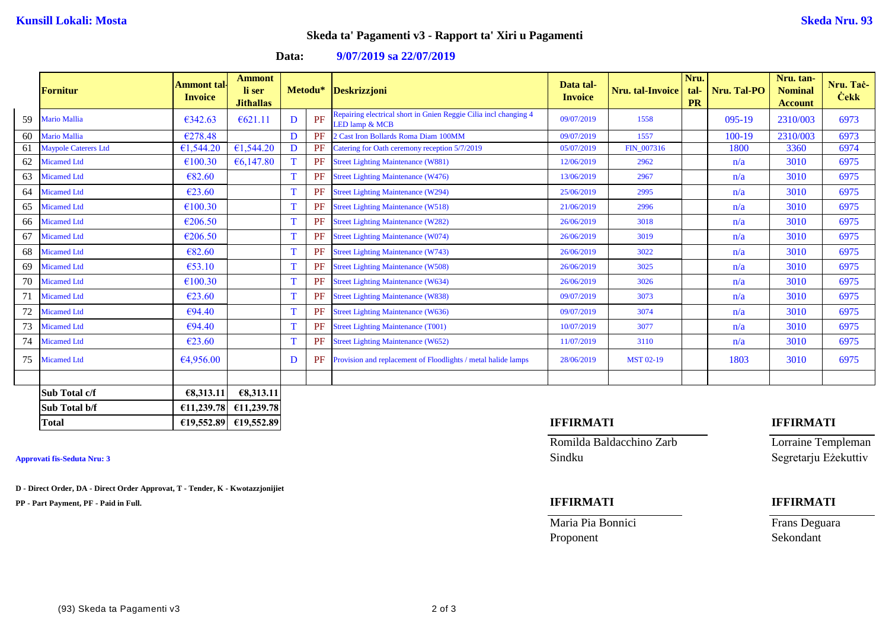**Kunsill Lokali: Mosta** **Skeda Nru. 93**

## Skeda ta' Pagamenti v3 - Rapport ta' Xiri u Pagamenti

**Data:** **9/07/2019 sa 22/07/2019**

| | Fornitur | Ammont tal-Invoice | Ammont li ser Jithallas | Metodu* | | Deskrizzjoni | Data tal-Invoice | Nru. tal-Invoice | Nru. tal-PR | Nru. Tal-PO | Nru. tan-Nominal Account | Nru. Taċ-Ċekk |
|---|---|---|---|---|---|---|---|---|---|---|---|---|
| 59 | Mario Mallia | €342.63 | €621.11 | D | PF | Repairing electrical short in Gnien Reggie Cilia incl changing 4 LED lamp & MCB | 09/07/2019 | 1558 | | 095-19 | 2310/003 | 6973 |
| 60 | Mario Mallia | €278.48 | | D | PF | 2 Cast Iron Bollards Roma Diam 100MM | 09/07/2019 | 1557 | | 100-19 | 2310/003 | 6973 |
| 61 | Maypole Caterers Ltd | €1,544.20 | €1,544.20 | D | PF | Catering for Oath ceremony reception 5/7/2019 | 05/07/2019 | FIN_007316 | | 1800 | 3360 | 6974 |
| 62 | Micamed Ltd | €100.30 | €6,147.80 | T | PF | Street Lighting Maintenance (W881) | 12/06/2019 | 2962 | | n/a | 3010 | 6975 |
| 63 | Micamed Ltd | €82.60 | | T | PF | Street Lighting Maintenance (W476) | 13/06/2019 | 2967 | | n/a | 3010 | 6975 |
| 64 | Micamed Ltd | €23.60 | | T | PF | Street Lighting Maintenance (W294) | 25/06/2019 | 2995 | | n/a | 3010 | 6975 |
| 65 | Micamed Ltd | €100.30 | | T | PF | Street Lighting Maintenance (W518) | 21/06/2019 | 2996 | | n/a | 3010 | 6975 |
| 66 | Micamed Ltd | €206.50 | | T | PF | Street Lighting Maintenance (W282) | 26/06/2019 | 3018 | | n/a | 3010 | 6975 |
| 67 | Micamed Ltd | €206.50 | | T | PF | Street Lighting Maintenance (W074) | 26/06/2019 | 3019 | | n/a | 3010 | 6975 |
| 68 | Micamed Ltd | €82.60 | | T | PF | Street Lighting Maintenance (W743) | 26/06/2019 | 3022 | | n/a | 3010 | 6975 |
| 69 | Micamed Ltd | €53.10 | | T | PF | Street Lighting Maintenance (W508) | 26/06/2019 | 3025 | | n/a | 3010 | 6975 |
| 70 | Micamed Ltd | €100.30 | | T | PF | Street Lighting Maintenance (W634) | 26/06/2019 | 3026 | | n/a | 3010 | 6975 |
| 71 | Micamed Ltd | €23.60 | | T | PF | Street Lighting Maintenance (W838) | 09/07/2019 | 3073 | | n/a | 3010 | 6975 |
| 72 | Micamed Ltd | €94.40 | | T | PF | Street Lighting Maintenance (W636) | 09/07/2019 | 3074 | | n/a | 3010 | 6975 |
| 73 | Micamed Ltd | €94.40 | | T | PF | Street Lighting Maintenance (T001) | 10/07/2019 | 3077 | | n/a | 3010 | 6975 |
| 74 | Micamed Ltd | €23.60 | | T | PF | Street Lighting Maintenance (W652) | 11/07/2019 | 3110 | | n/a | 3010 | 6975 |
| 75 | Micamed Ltd | €4,956.00 | | D | PF | Provision and replacement of Floodlights / metal halide lamps | 28/06/2019 | MST 02-19 | | 1803 | 3010 | 6975 |
| | | | | | | | | | | | | |

| | | |
|---|---|---|
| **Sub Total c/f** | **€8,313.11** | **€8,313.11** |
| **Sub Total b/f** | **€11,239.78** | **€11,239.78** |
| **Total** | **€19,552.89** | **€19,552.89** |

**Approvati fis-Seduta Nru: 3**

**D - Direct Order, DA - Direct Order Approvat, T - Tender, K - Kwotazzjonijiet**

**PP - Part Payment, PF - Paid in Full.**

**IFFIRMATI**

Romilda Baldacchino Zarb
Sindku

**IFFIRMATI**

Lorraine Templeman
Segretarju Eżekuttiv

**IFFIRMATI**

Maria Pia Bonnici
Proponent

**IFFIRMATI**

Frans Deguara
Sekondant

(93) Skeda ta Pagamenti v3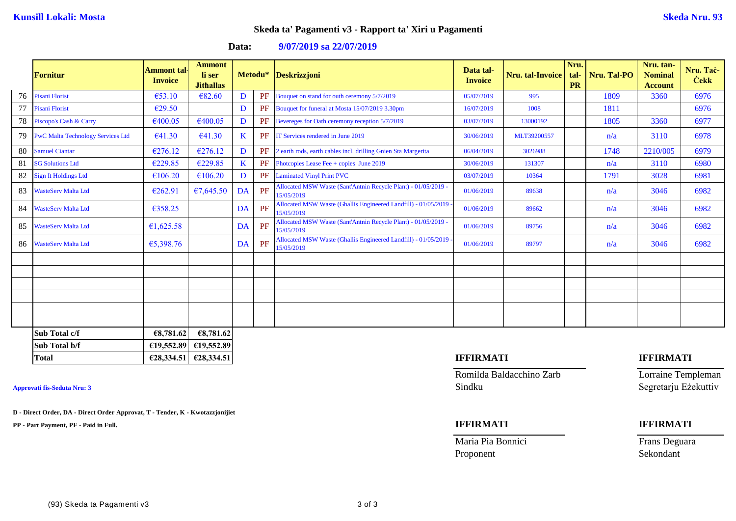**Kunsill Lokali: Mosta**

**Skeda Nru. 93**

## Skeda ta' Pagamenti v3 - Rapport ta' Xiri u Pagamenti

**Data:** **9/07/2019 sa 22/07/2019**

| | Fornitur | Ammont tal-Invoice | Ammont li ser Jitħallas | Metodu* | | Deskrizzjoni | Data tal-Invoice | Nru. tal-Invoice | Nru. tal-PR | Nru. Tal-PO | Nru. tan-Nominal Account | Nru. Taċ-Ċekk |
|---|---|---|---|---|---|---|---|---|---|---|---|---|
| 76 | Pisani Florist | €53.10 | €82.60 | D | PF | Bouquet on stand for outh ceremony 5/7/2019 | 05/07/2019 | 995 | | 1809 | 3360 | 6976 |
| 77 | Pisani Florist | €29.50 | | D | PF | Bouquet for funeral at Mosta 15/07/2019 3.30pm | 16/07/2019 | 1008 | | 1811 | | 6976 |
| 78 | Piscopo's Cash & Carry | €400.05 | €400.05 | D | PF | Bevereges for Oath ceremony reception 5/7/2019 | 03/07/2019 | 13000192 | | 1805 | 3360 | 6977 |
| 79 | PwC Malta Technology Services Ltd | €41.30 | €41.30 | K | PF | IT Services rendered in June 2019 | 30/06/2019 | MLT39200557 | | n/a | 3110 | 6978 |
| 80 | Samuel Ciantar | €276.12 | €276.12 | D | PF | 2 earth rods, earth cables incl. drilling Gnien Sta Margerita | 06/04/2019 | 3026988 | | 1748 | 2210/005 | 6979 |
| 81 | SG Solutions Ltd | €229.85 | €229.85 | K | PF | Photcopies Lease Fee + copies June 2019 | 30/06/2019 | 131307 | | n/a | 3110 | 6980 |
| 82 | Sign It Holdings Ltd | €106.20 | €106.20 | D | PF | Laminated Vinyl Print PVC | 03/07/2019 | 10364 | | 1791 | 3028 | 6981 |
| 83 | WasteServ Malta Ltd | €262.91 | €7,645.50 | DA | PF | Allocated MSW Waste (Sant'Antnin Recycle Plant) - 01/05/2019 - 15/05/2019 | 01/06/2019 | 89638 | | n/a | 3046 | 6982 |
| 84 | WasteServ Malta Ltd | €358.25 | | DA | PF | Allocated MSW Waste (Ghallis Engineered Landfill) - 01/05/2019 - 15/05/2019 | 01/06/2019 | 89662 | | n/a | 3046 | 6982 |
| 85 | WasteServ Malta Ltd | €1,625.58 | | DA | PF | Allocated MSW Waste (Sant'Antnin Recycle Plant) - 01/05/2019 - 15/05/2019 | 01/06/2019 | 89756 | | n/a | 3046 | 6982 |
| 86 | WasteServ Malta Ltd | €5,398.76 | | DA | PF | Allocated MSW Waste (Ghallis Engineered Landfill) - 01/05/2019 - 15/05/2019 | 01/06/2019 | 89797 | | n/a | 3046 | 6982 |
| | **Sub Total c/f** | **€8,781.62** | **€8,781.62** | | | | | | | | | |
| | **Sub Total b/f** | **€19,552.89** | **€19,552.89** | | | | | | | | | |
| | **Total** | **€28,334.51** | **€28,334.51** | | | | | | | | | |

**IFFIRMATI**

Romilda Baldacchino Zarb
Sindku

**IFFIRMATI**

Lorraine Templeman
Segretarju Eżekuttiv

**Approvati fis-Seduta Nru: 3**

**D - Direct Order, DA - Direct Order Approvat, T - Tender, K - Kwotazzjonijiet**

**PP - Part Payment, PF - Paid in Full.**

**IFFIRMATI**

Maria Pia Bonnici
Proponent

**IFFIRMATI**

Frans Deguara
Sekondant